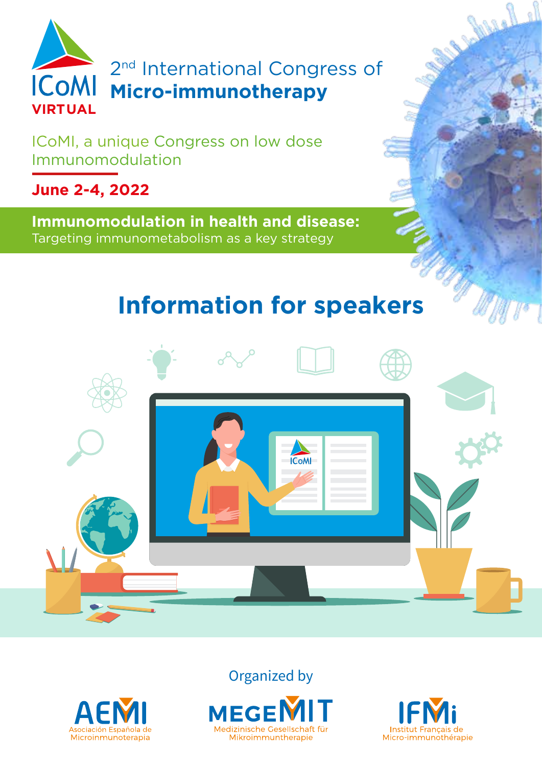ICoMI
VIRTUAL

# 2nd International Congress of Micro-immunotherapy

ICoMI, a unique Congress on low dose Immunomodulation

**June 2-4, 2022**

**Immunomodulation in health and disease:**
Targeting immunometabolism as a key strategy

# Information for speakers

Organized by

AEMI – Asociación Española de Microinmunoterapia

MEGEMIT – Medizinische Gesellschaft für Mikroimmuntherapie

IFMi – Institut Français de Micro-immunothérapie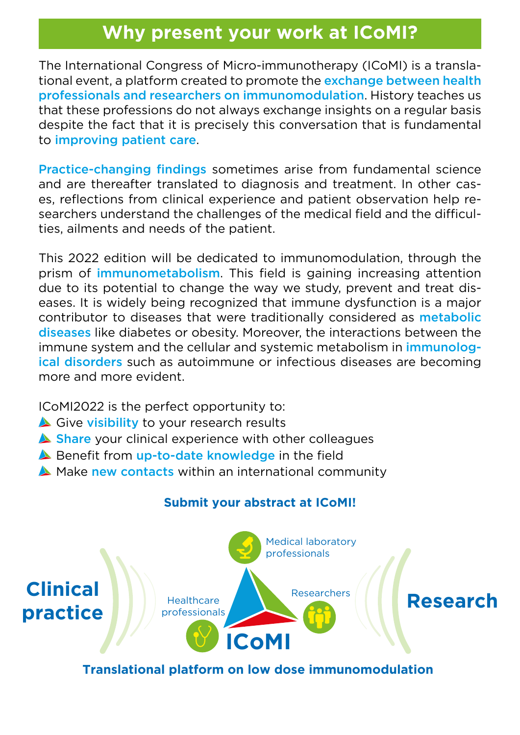## Why present your work at ICoMI?

The International Congress of Micro-immunotherapy (ICoMI) is a translational event, a platform created to promote the **exchange between health professionals and researchers on immunomodulation**. History teaches us that these professions do not always exchange insights on a regular basis despite the fact that it is precisely this conversation that is fundamental to **improving patient care**.

**Practice-changing findings** sometimes arise from fundamental science and are thereafter translated to diagnosis and treatment. In other cases, reflections from clinical experience and patient observation help researchers understand the challenges of the medical field and the difficulties, ailments and needs of the patient.

This 2022 edition will be dedicated to immunomodulation, through the prism of **immunometabolism**. This field is gaining increasing attention due to its potential to change the way we study, prevent and treat diseases. It is widely being recognized that immune dysfunction is a major contributor to diseases that were traditionally considered as **metabolic diseases** like diabetes or obesity. Moreover, the interactions between the immune system and the cellular and systemic metabolism in **immunological disorders** such as autoimmune or infectious diseases are becoming more and more evident.

ICoMI2022 is the perfect opportunity to:

- Give **visibility** to your research results
- **Share** your clinical experience with other colleagues
- Benefit from **up-to-date knowledge** in the field
- Make **new contacts** within an international community

**Submit your abstract at ICoMI!**

Medical laboratory professionals

**Clinical practice**

Healthcare professionals

Researchers

**Research**

**ICoMI**

**Translational platform on low dose immunomodulation**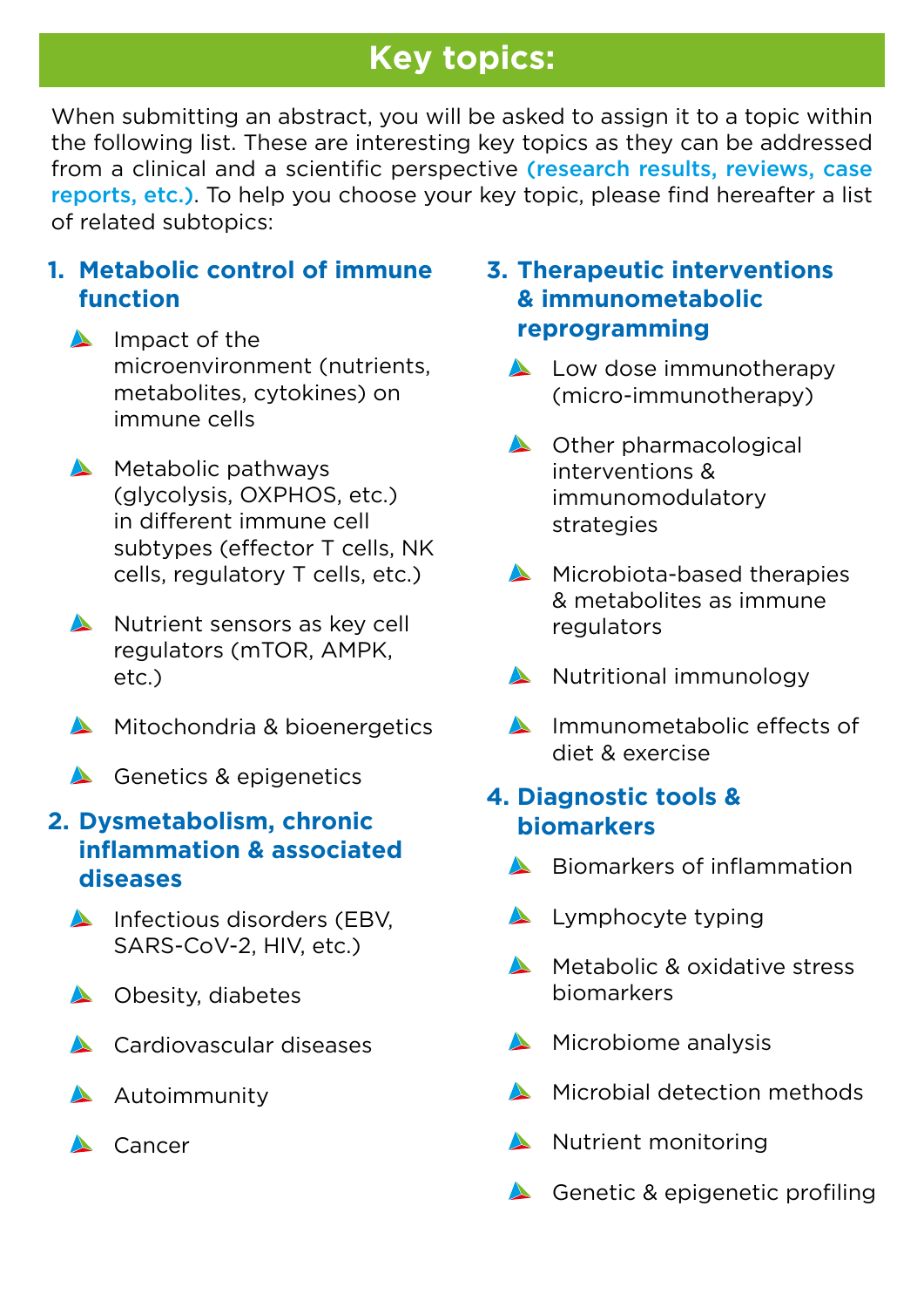# Key topics:

When submitting an abstract, you will be asked to assign it to a topic within the following list. These are interesting key topics as they can be addressed from a clinical and a scientific perspective **(research results, reviews, case reports, etc.)**. To help you choose your key topic, please find hereafter a list of related subtopics:

## 1. Metabolic control of immune function

- Impact of the microenvironment (nutrients, metabolites, cytokines) on immune cells
- Metabolic pathways (glycolysis, OXPHOS, etc.) in different immune cell subtypes (effector T cells, NK cells, regulatory T cells, etc.)
- Nutrient sensors as key cell regulators (mTOR, AMPK, etc.)
- Mitochondria & bioenergetics
- Genetics & epigenetics

## 2. Dysmetabolism, chronic inflammation & associated diseases

- Infectious disorders (EBV, SARS-CoV-2, HIV, etc.)
- Obesity, diabetes
- Cardiovascular diseases
- Autoimmunity
- Cancer

## 3. Therapeutic interventions & immunometabolic reprogramming

- Low dose immunotherapy (micro-immunotherapy)
- Other pharmacological interventions & immunomodulatory strategies
- Microbiota-based therapies & metabolites as immune regulators
- Nutritional immunology
- Immunometabolic effects of diet & exercise

## 4. Diagnostic tools & biomarkers

- Biomarkers of inflammation
- Lymphocyte typing
- Metabolic & oxidative stress biomarkers
- Microbiome analysis
- Microbial detection methods
- Nutrient monitoring
- Genetic & epigenetic profiling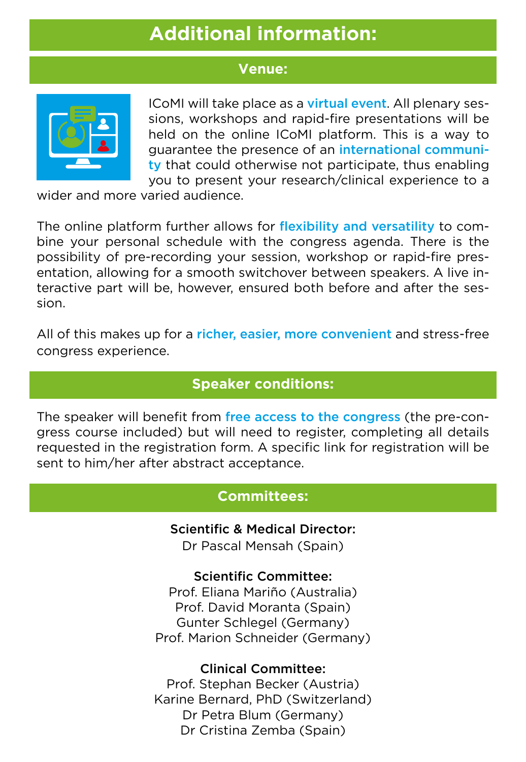# Additional information:

## Venue:

ICoMI will take place as a **virtual event**. All plenary sessions, workshops and rapid-fire presentations will be held on the online ICoMI platform. This is a way to guarantee the presence of an **international community** that could otherwise not participate, thus enabling you to present your research/clinical experience to a wider and more varied audience.

The online platform further allows for **flexibility and versatility** to combine your personal schedule with the congress agenda. There is the possibility of pre-recording your session, workshop or rapid-fire presentation, allowing for a smooth switchover between speakers. A live interactive part will be, however, ensured both before and after the session.

All of this makes up for a **richer, easier, more convenient** and stress-free congress experience.

## Speaker conditions:

The speaker will benefit from **free access to the congress** (the pre-congress course included) but will need to register, completing all details requested in the registration form. A specific link for registration will be sent to him/her after abstract acceptance.

## Committees:

**Scientific & Medical Director:**
Dr Pascal Mensah (Spain)

**Scientific Committee:**
Prof. Eliana Mariño (Australia)
Prof. David Moranta (Spain)
Gunter Schlegel (Germany)
Prof. Marion Schneider (Germany)

**Clinical Committee:**
Prof. Stephan Becker (Austria)
Karine Bernard, PhD (Switzerland)
Dr Petra Blum (Germany)
Dr Cristina Zemba (Spain)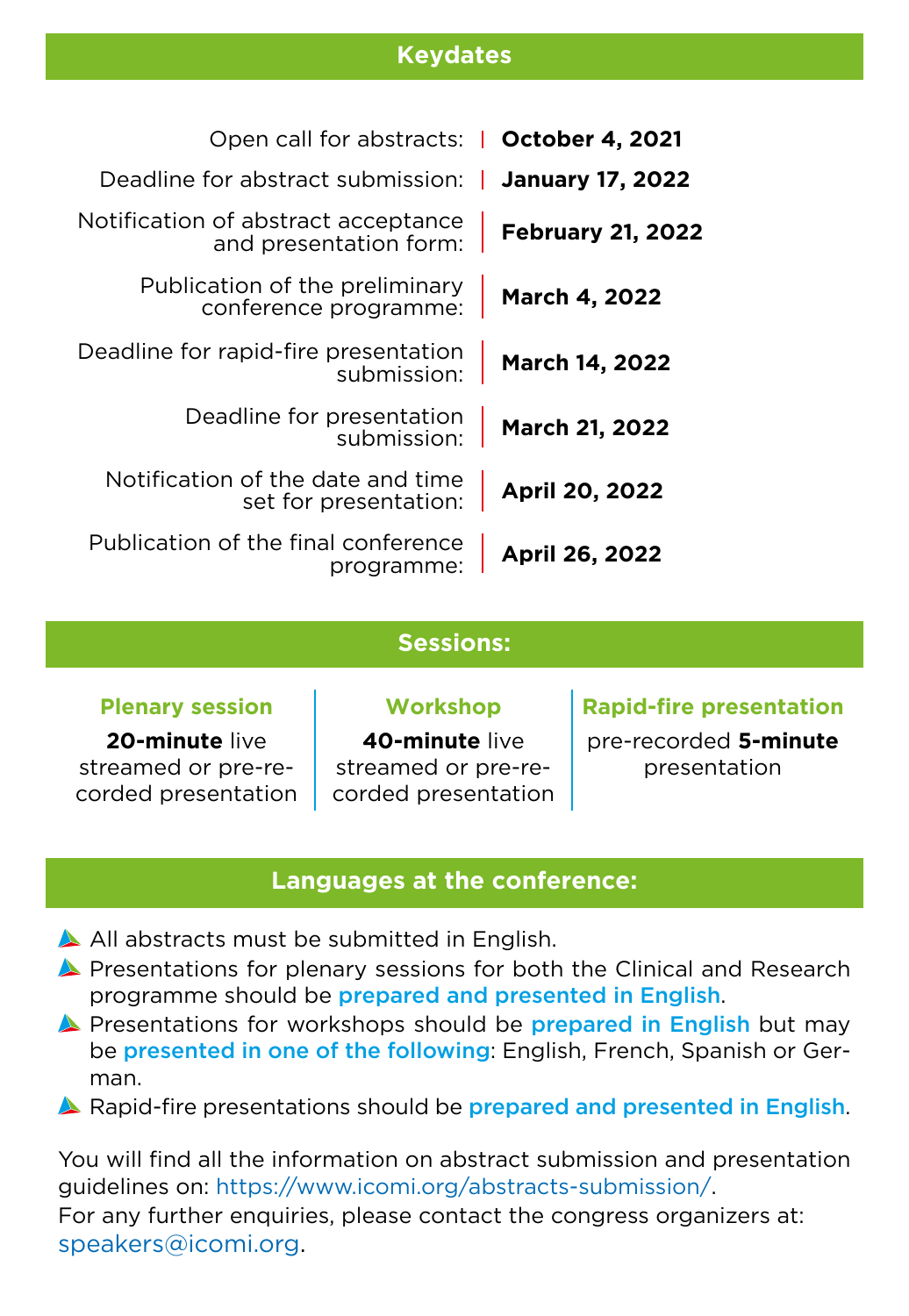## Keydates

| | |
|---|---|
| Open call for abstracts: | **October 4, 2021** |
| Deadline for abstract submission: | **January 17, 2022** |
| Notification of abstract acceptance and presentation form: | **February 21, 2022** |
| Publication of the preliminary conference programme: | **March 4, 2022** |
| Deadline for rapid-fire presentation submission: | **March 14, 2022** |
| Deadline for presentation submission: | **March 21, 2022** |
| Notification of the date and time set for presentation: | **April 20, 2022** |
| Publication of the final conference programme: | **April 26, 2022** |

## Sessions:

| Plenary session | Workshop | Rapid-fire presentation |
|---|---|---|
| **20-minute** live streamed or pre-recorded presentation | **40-minute** live streamed or pre-recorded presentation | pre-recorded **5-minute** presentation |

## Languages at the conference:

- All abstracts must be submitted in English.
- Presentations for plenary sessions for both the Clinical and Research programme should be **prepared and presented in English**.
- Presentations for workshops should be **prepared in English** but may be **presented in one of the following**: English, French, Spanish or German.
- Rapid-fire presentations should be **prepared and presented in English**.

You will find all the information on abstract submission and presentation guidelines on: https://www.icomi.org/abstracts-submission/.
For any further enquiries, please contact the congress organizers at: speakers@icomi.org.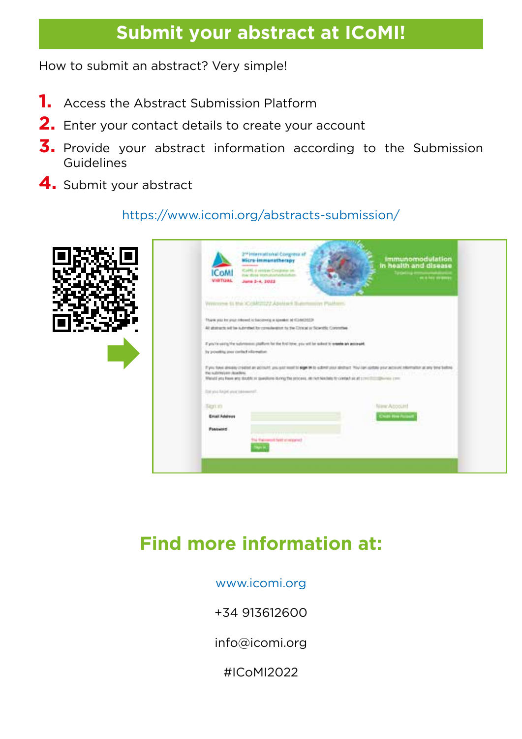# Submit your abstract at ICoMI!

How to submit an abstract? Very simple!

1. Access the Abstract Submission Platform
2. Enter your contact details to create your account
3. Provide your abstract information according to the Submission Guidelines
4. Submit your abstract

https://www.icomi.org/abstracts-submission/

## Find more information at:

www.icomi.org

+34 913612600

info@icomi.org

#ICoMI2022